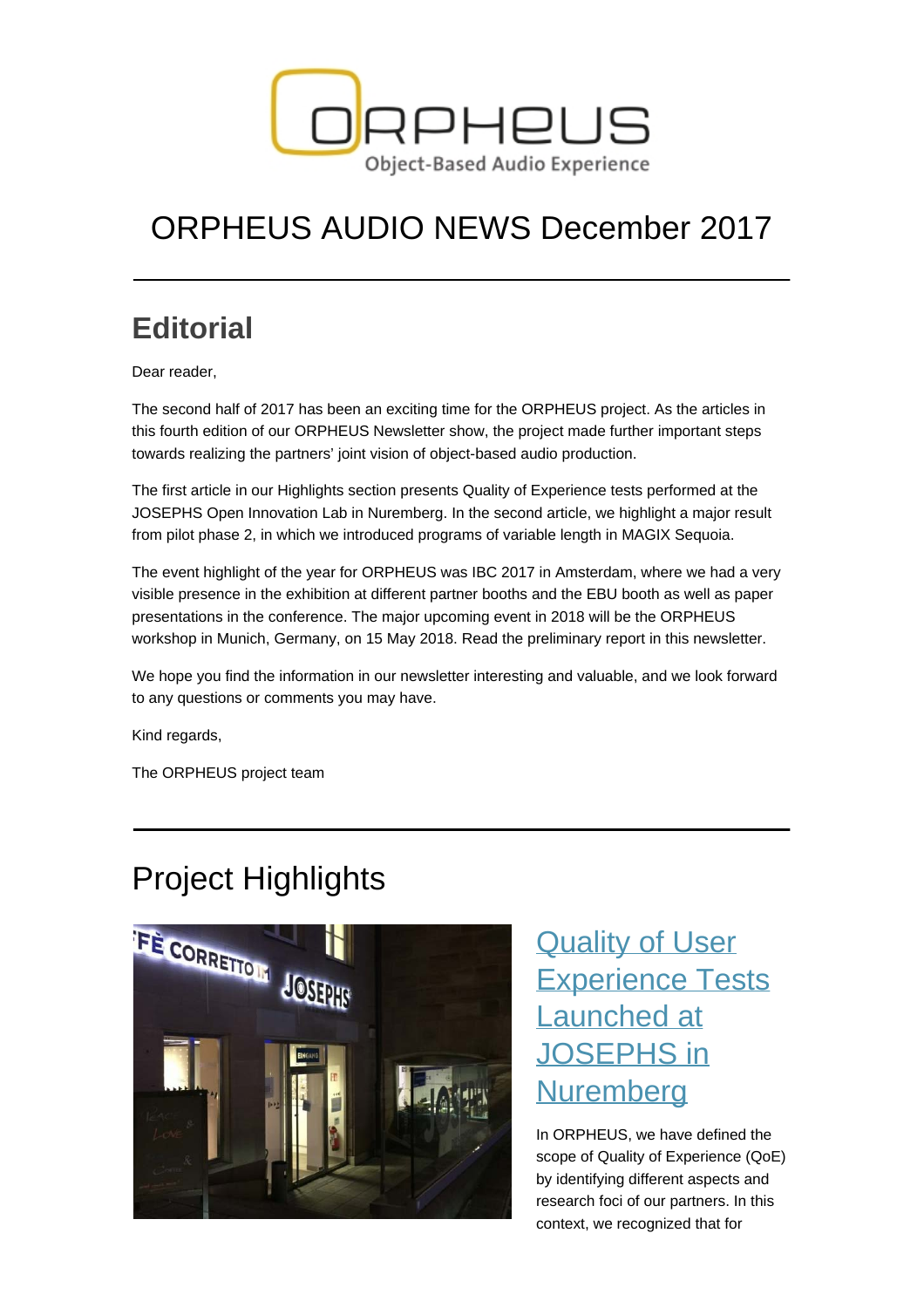ORPHEUS

Object-Based Audio Experience

# ORPHEUS AUDIO NEWS December 2017

---

## Editorial

Dear reader,

The second half of 2017 has been an exciting time for the ORPHEUS project. As the articles in this fourth edition of our ORPHEUS Newsletter show, the project made further important steps towards realizing the partners' joint vision of object-based audio production.

The first article in our Highlights section presents Quality of Experience tests performed at the JOSEPHS Open Innovation Lab in Nuremberg. In the second article, we highlight a major result from pilot phase 2, in which we introduced programs of variable length in MAGIX Sequoia.

The event highlight of the year for ORPHEUS was IBC 2017 in Amsterdam, where we had a very visible presence in the exhibition at different partner booths and the EBU booth as well as paper presentations in the conference. The major upcoming event in 2018 will be the ORPHEUS workshop in Munich, Germany, on 15 May 2018. Read the preliminary report in this newsletter.

We hope you find the information in our newsletter interesting and valuable, and we look forward to any questions or comments you may have.

Kind regards,

The ORPHEUS project team

---

# Project Highlights

## Quality of User Experience Tests Launched at JOSEPHS in Nuremberg

In ORPHEUS, we have defined the scope of Quality of Experience (QoE) by identifying different aspects and research foci of our partners. In this context, we recognized that for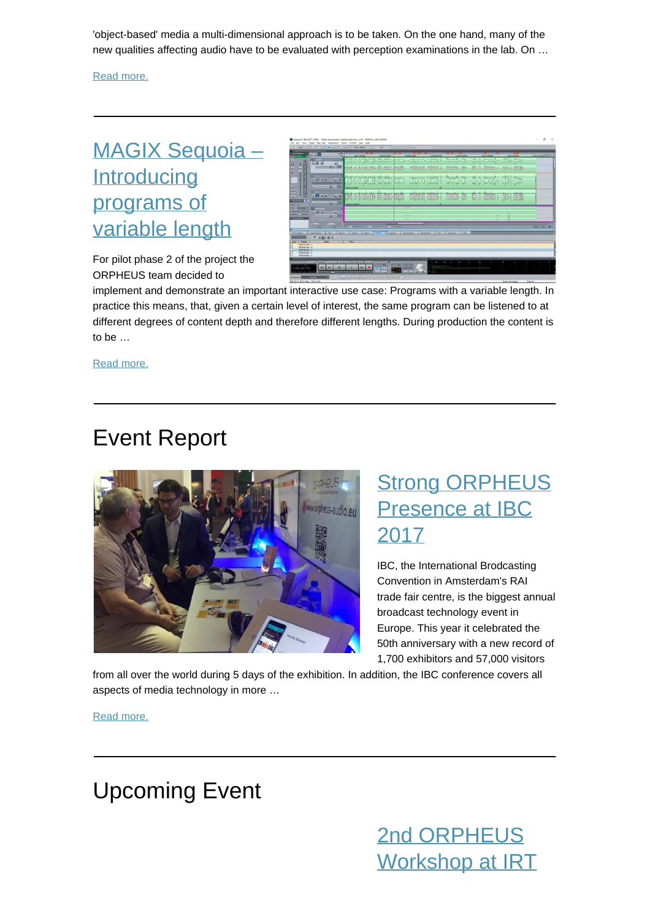'object-based' media a multi-dimensional approach is to be taken. On the one hand, many of the new qualities affecting audio have to be evaluated with perception examinations in the lab. On …

Read more.

---

## MAGIX Sequoia – Introducing programs of variable length

For pilot phase 2 of the project the ORPHEUS team decided to implement and demonstrate an important interactive use case: Programs with a variable length. In practice this means, that, given a certain level of interest, the same program can be listened to at different degrees of content depth and therefore different lengths. During production the content is to be …

Read more.

---

# Event Report

## Strong ORPHEUS Presence at IBC 2017

IBC, the International Brodcasting Convention in Amsterdam's RAI trade fair centre, is the biggest annual broadcast technology event in Europe. This year it celebrated the 50th anniversary with a new record of 1,700 exhibitors and 57,000 visitors from all over the world during 5 days of the exhibition. In addition, the IBC conference covers all aspects of media technology in more …

Read more.

---

# Upcoming Event

## 2nd ORPHEUS Workshop at IRT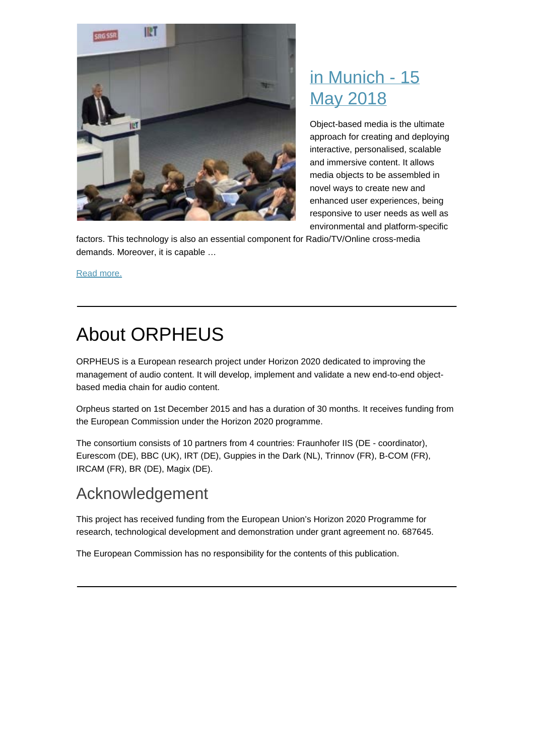## in Munich - 15 May 2018

Object-based media is the ultimate approach for creating and deploying interactive, personalised, scalable and immersive content. It allows media objects to be assembled in novel ways to create new and enhanced user experiences, being responsive to user needs as well as environmental and platform-specific factors. This technology is also an essential component for Radio/TV/Online cross-media demands. Moreover, it is capable …

Read more.

---

# About ORPHEUS

ORPHEUS is a European research project under Horizon 2020 dedicated to improving the management of audio content. It will develop, implement and validate a new end-to-end object-based media chain for audio content.

Orpheus started on 1st December 2015 and has a duration of 30 months. It receives funding from the European Commission under the Horizon 2020 programme.

The consortium consists of 10 partners from 4 countries: Fraunhofer IIS (DE - coordinator), Eurescom (DE), BBC (UK), IRT (DE), Guppies in the Dark (NL), Trinnov (FR), B-COM (FR), IRCAM (FR), BR (DE), Magix (DE).

## Acknowledgement

This project has received funding from the European Union's Horizon 2020 Programme for research, technological development and demonstration under grant agreement no. 687645.

The European Commission has no responsibility for the contents of this publication.

---